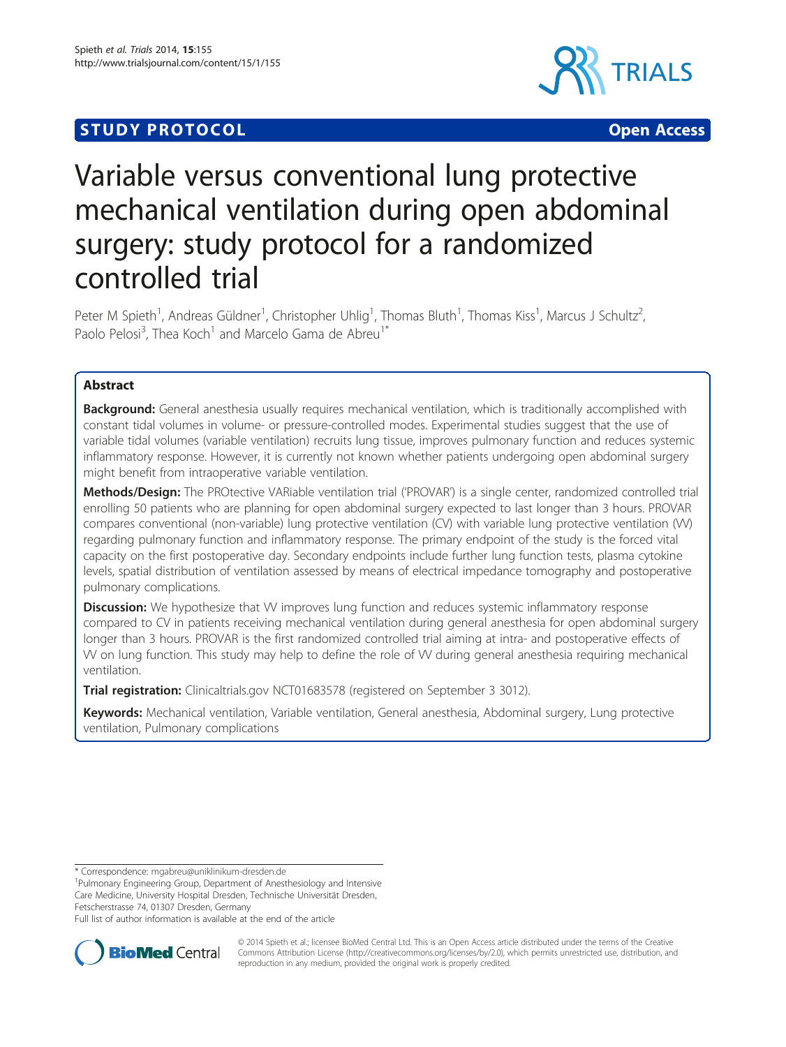**STUDY PROTOCOL** **Open Access**

# Variable versus conventional lung protective mechanical ventilation during open abdominal surgery: study protocol for a randomized controlled trial

Peter M Spieth[1], Andreas Güldner[1], Christopher Uhlig[1], Thomas Bluth[1], Thomas Kiss[1], Marcus J Schultz[2], Paolo Pelosi[3], Thea Koch[1] and Marcelo Gama de Abreu[1*]

## Abstract

**Background:** General anesthesia usually requires mechanical ventilation, which is traditionally accomplished with constant tidal volumes in volume- or pressure-controlled modes. Experimental studies suggest that the use of variable tidal volumes (variable ventilation) recruits lung tissue, improves pulmonary function and reduces systemic inflammatory response. However, it is currently not known whether patients undergoing open abdominal surgery might benefit from intraoperative variable ventilation.

**Methods/Design:** The PROtective VARiable ventilation trial ('PROVAR') is a single center, randomized controlled trial enrolling 50 patients who are planning for open abdominal surgery expected to last longer than 3 hours. PROVAR compares conventional (non-variable) lung protective ventilation (CV) with variable lung protective ventilation (VV) regarding pulmonary function and inflammatory response. The primary endpoint of the study is the forced vital capacity on the first postoperative day. Secondary endpoints include further lung function tests, plasma cytokine levels, spatial distribution of ventilation assessed by means of electrical impedance tomography and postoperative pulmonary complications.

**Discussion:** We hypothesize that VV improves lung function and reduces systemic inflammatory response compared to CV in patients receiving mechanical ventilation during general anesthesia for open abdominal surgery longer than 3 hours. PROVAR is the first randomized controlled trial aiming at intra- and postoperative effects of VV on lung function. This study may help to define the role of VV during general anesthesia requiring mechanical ventilation.

**Trial registration:** Clinicaltrials.gov NCT01683578 (registered on September 3 3012).

**Keywords:** Mechanical ventilation, Variable ventilation, General anesthesia, Abdominal surgery, Lung protective ventilation, Pulmonary complications

\* Correspondence: mgabreu@uniklinikum-dresden.de
[1]Pulmonary Engineering Group, Department of Anesthesiology and Intensive Care Medicine, University Hospital Dresden, Technische Universität Dresden, Fetscherstrasse 74, 01307 Dresden, Germany
Full list of author information is available at the end of the article

© 2014 Spieth et al.; licensee BioMed Central Ltd. This is an Open Access article distributed under the terms of the Creative Commons Attribution License (http://creativecommons.org/licenses/by/2.0), which permits unrestricted use, distribution, and reproduction in any medium, provided the original work is properly credited.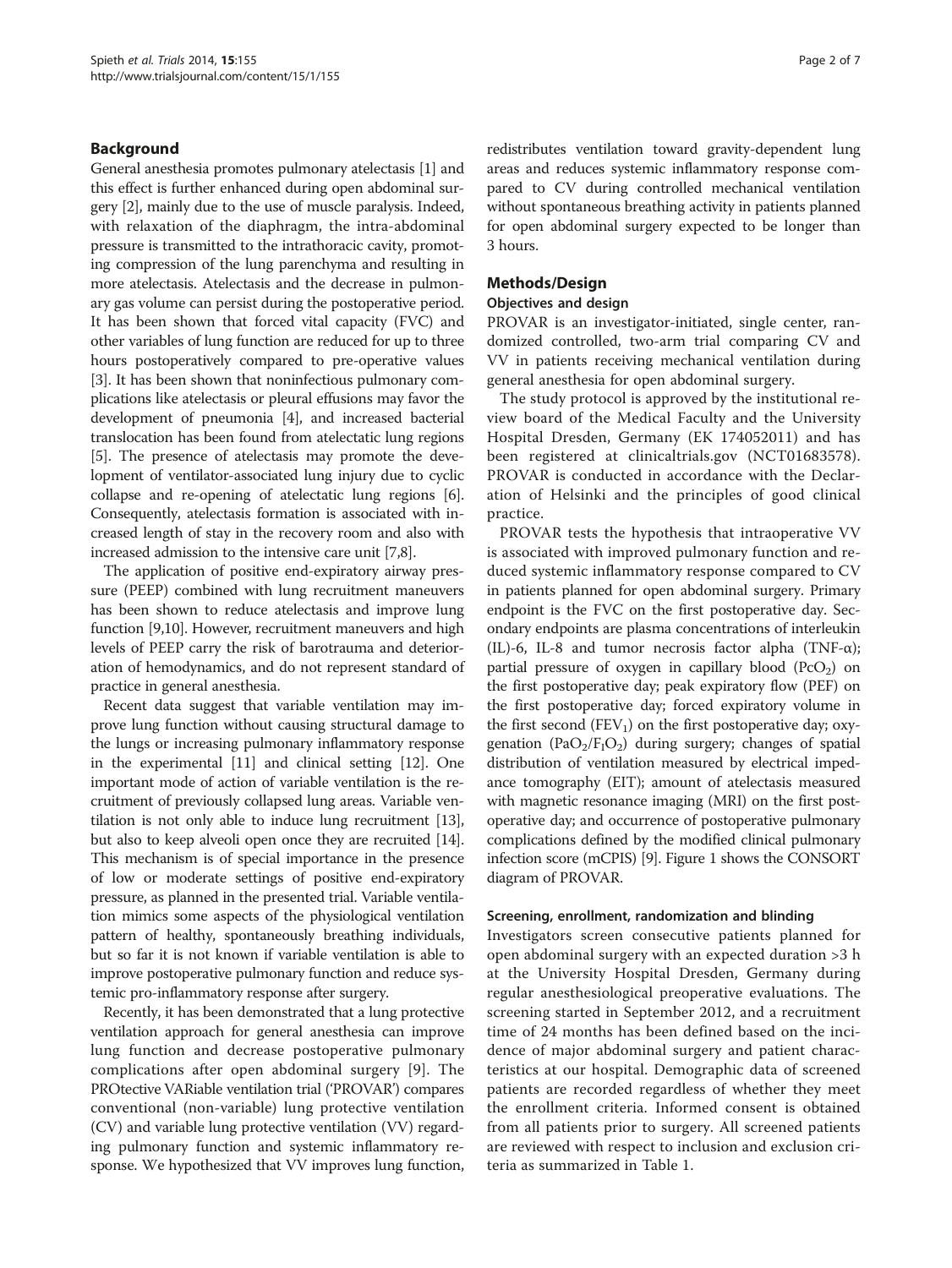## Background

General anesthesia promotes pulmonary atelectasis [1] and this effect is further enhanced during open abdominal surgery [2], mainly due to the use of muscle paralysis. Indeed, with relaxation of the diaphragm, the intra-abdominal pressure is transmitted to the intrathoracic cavity, promoting compression of the lung parenchyma and resulting in more atelectasis. Atelectasis and the decrease in pulmonary gas volume can persist during the postoperative period. It has been shown that forced vital capacity (FVC) and other variables of lung function are reduced for up to three hours postoperatively compared to pre-operative values [3]. It has been shown that noninfectious pulmonary complications like atelectasis or pleural effusions may favor the development of pneumonia [4], and increased bacterial translocation has been found from atelectatic lung regions [5]. The presence of atelectasis may promote the development of ventilator-associated lung injury due to cyclic collapse and re-opening of atelectatic lung regions [6]. Consequently, atelectasis formation is associated with increased length of stay in the recovery room and also with increased admission to the intensive care unit [7,8].

The application of positive end-expiratory airway pressure (PEEP) combined with lung recruitment maneuvers has been shown to reduce atelectasis and improve lung function [9,10]. However, recruitment maneuvers and high levels of PEEP carry the risk of barotrauma and deterioration of hemodynamics, and do not represent standard of practice in general anesthesia.

Recent data suggest that variable ventilation may improve lung function without causing structural damage to the lungs or increasing pulmonary inflammatory response in the experimental [11] and clinical setting [12]. One important mode of action of variable ventilation is the recruitment of previously collapsed lung areas. Variable ventilation is not only able to induce lung recruitment [13], but also to keep alveoli open once they are recruited [14]. This mechanism is of special importance in the presence of low or moderate settings of positive end-expiratory pressure, as planned in the presented trial. Variable ventilation mimics some aspects of the physiological ventilation pattern of healthy, spontaneously breathing individuals, but so far it is not known if variable ventilation is able to improve postoperative pulmonary function and reduce systemic pro-inflammatory response after surgery.

Recently, it has been demonstrated that a lung protective ventilation approach for general anesthesia can improve lung function and decrease postoperative pulmonary complications after open abdominal surgery [9]. The PROtective VARiable ventilation trial ('PROVAR') compares conventional (non-variable) lung protective ventilation (CV) and variable lung protective ventilation (VV) regarding pulmonary function and systemic inflammatory response. We hypothesized that VV improves lung function, redistributes ventilation toward gravity-dependent lung areas and reduces systemic inflammatory response compared to CV during controlled mechanical ventilation without spontaneous breathing activity in patients planned for open abdominal surgery expected to be longer than 3 hours.

## Methods/Design

### Objectives and design

PROVAR is an investigator-initiated, single center, randomized controlled, two-arm trial comparing CV and VV in patients receiving mechanical ventilation during general anesthesia for open abdominal surgery.

The study protocol is approved by the institutional review board of the Medical Faculty and the University Hospital Dresden, Germany (EK 174052011) and has been registered at clinicaltrials.gov (NCT01683578). PROVAR is conducted in accordance with the Declaration of Helsinki and the principles of good clinical practice.

PROVAR tests the hypothesis that intraoperative VV is associated with improved pulmonary function and reduced systemic inflammatory response compared to CV in patients planned for open abdominal surgery. Primary endpoint is the FVC on the first postoperative day. Secondary endpoints are plasma concentrations of interleukin (IL)-6, IL-8 and tumor necrosis factor alpha (TNF-α); partial pressure of oxygen in capillary blood ($PcO_2$) on the first postoperative day; peak expiratory flow (PEF) on the first postoperative day; forced expiratory volume in the first second ($FEV_1$) on the first postoperative day; oxygenation ($PaO_2/F_IO_2$) during surgery; changes of spatial distribution of ventilation measured by electrical impedance tomography (EIT); amount of atelectasis measured with magnetic resonance imaging (MRI) on the first postoperative day; and occurrence of postoperative pulmonary complications defined by the modified clinical pulmonary infection score (mCPIS) [9]. Figure 1 shows the CONSORT diagram of PROVAR.

### Screening, enrollment, randomization and blinding

Investigators screen consecutive patients planned for open abdominal surgery with an expected duration >3 h at the University Hospital Dresden, Germany during regular anesthesiological preoperative evaluations. The screening started in September 2012, and a recruitment time of 24 months has been defined based on the incidence of major abdominal surgery and patient characteristics at our hospital. Demographic data of screened patients are recorded regardless of whether they meet the enrollment criteria. Informed consent is obtained from all patients prior to surgery. All screened patients are reviewed with respect to inclusion and exclusion criteria as summarized in Table 1.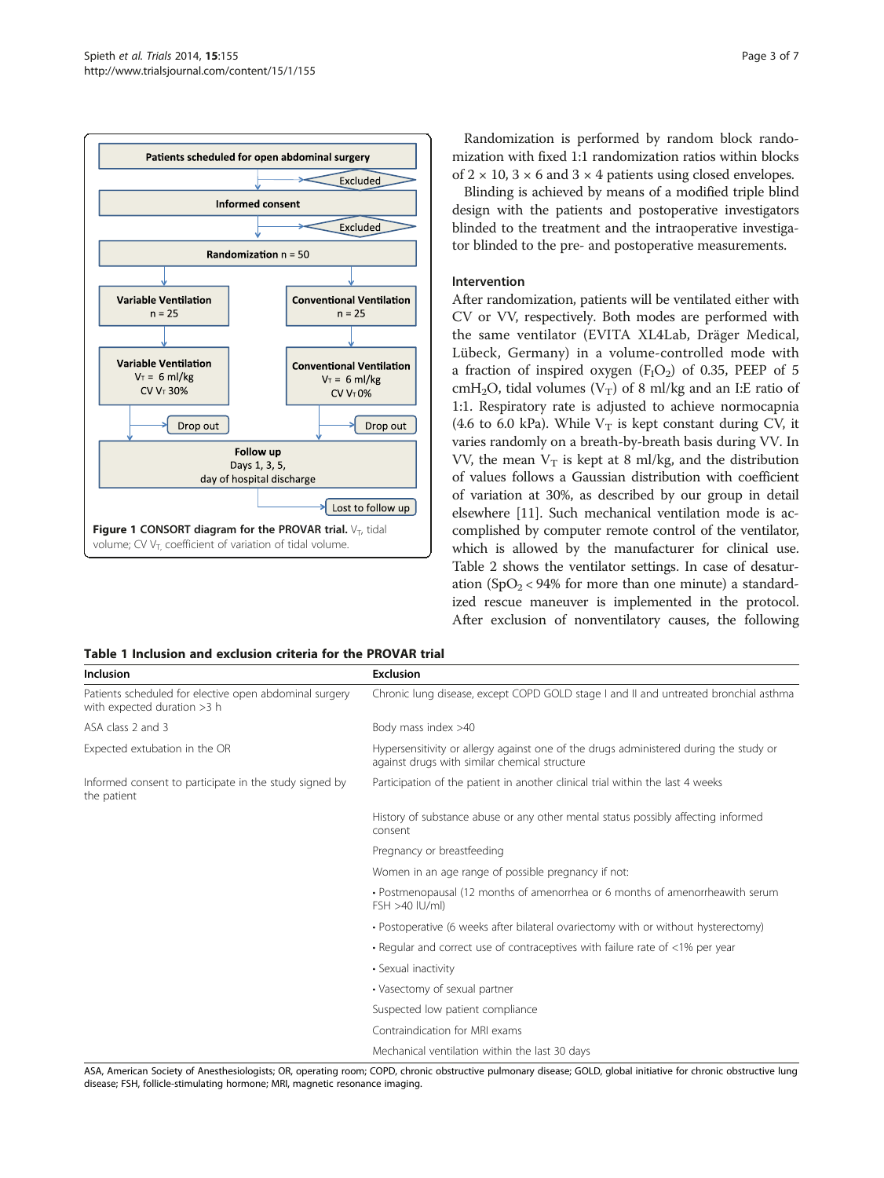Patients scheduled for open abdominal surgery

Excluded

Informed consent

Excluded

Randomization n = 50

| Variable Ventilation n = 25 | Conventional Ventilation n = 25 |
|---|---|
| Variable Ventilation $V_T$ = 6 ml/kg CV $V_T$ 30% | Conventional Ventilation $V_T$ = 6 ml/kg CV $V_T$ 0% |
| Drop out | Drop out |

Follow up
Days 1, 3, 5,
day of hospital discharge

Lost to follow up

**Figure 1 CONSORT diagram for the PROVAR trial.** $V_T$, tidal volume; CV $V_T$, coefficient of variation of tidal volume.

Randomization is performed by random block randomization with fixed 1:1 randomization ratios within blocks of 2 × 10, 3 × 6 and 3 × 4 patients using closed envelopes.

Blinding is achieved by means of a modified triple blind design with the patients and postoperative investigators blinded to the treatment and the intraoperative investigator blinded to the pre- and postoperative measurements.

### Intervention

After randomization, patients will be ventilated either with CV or VV, respectively. Both modes are performed with the same ventilator (EVITA XL4Lab, Dräger Medical, Lübeck, Germany) in a volume-controlled mode with a fraction of inspired oxygen ($F_IO_2$) of 0.35, PEEP of 5 $cmH_2O$, tidal volumes ($V_T$) of 8 ml/kg and an I:E ratio of 1:1. Respiratory rate is adjusted to achieve normocapnia (4.6 to 6.0 kPa). While $V_T$ is kept constant during CV, it varies randomly on a breath-by-breath basis during VV. In VV, the mean $V_T$ is kept at 8 ml/kg, and the distribution of values follows a Gaussian distribution with coefficient of variation at 30%, as described by our group in detail elsewhere [11]. Such mechanical ventilation mode is accomplished by computer remote control of the ventilator, which is allowed by the manufacturer for clinical use. Table 2 shows the ventilator settings. In case of desaturation ($SpO_2$ < 94% for more than one minute) a standardized rescue maneuver is implemented in the protocol. After exclusion of nonventilatory causes, the following

**Table 1 Inclusion and exclusion criteria for the PROVAR trial**

| Inclusion | Exclusion |
|---|---|
| Patients scheduled for elective open abdominal surgery with expected duration >3 h | Chronic lung disease, except COPD GOLD stage I and II and untreated bronchial asthma |
| ASA class 2 and 3 | Body mass index >40 |
| Expected extubation in the OR | Hypersensitivity or allergy against one of the drugs administered during the study or against drugs with similar chemical structure |
| Informed consent to participate in the study signed by the patient | Participation of the patient in another clinical trial within the last 4 weeks |
| | History of substance abuse or any other mental status possibly affecting informed consent |
| | Pregnancy or breastfeeding |
| | Women in an age range of possible pregnancy if not: |
| | • Postmenopausal (12 months of amenorrhea or 6 months of amenorrheawith serum FSH >40 IU/ml) |
| | • Postoperative (6 weeks after bilateral ovariectomy with or without hysterectomy) |
| | • Regular and correct use of contraceptives with failure rate of <1% per year |
| | • Sexual inactivity |
| | • Vasectomy of sexual partner |
| | Suspected low patient compliance |
| | Contraindication for MRI exams |
| | Mechanical ventilation within the last 30 days |

ASA, American Society of Anesthesiologists; OR, operating room; COPD, chronic obstructive pulmonary disease; GOLD, global initiative for chronic obstructive lung disease; FSH, follicle-stimulating hormone; MRI, magnetic resonance imaging.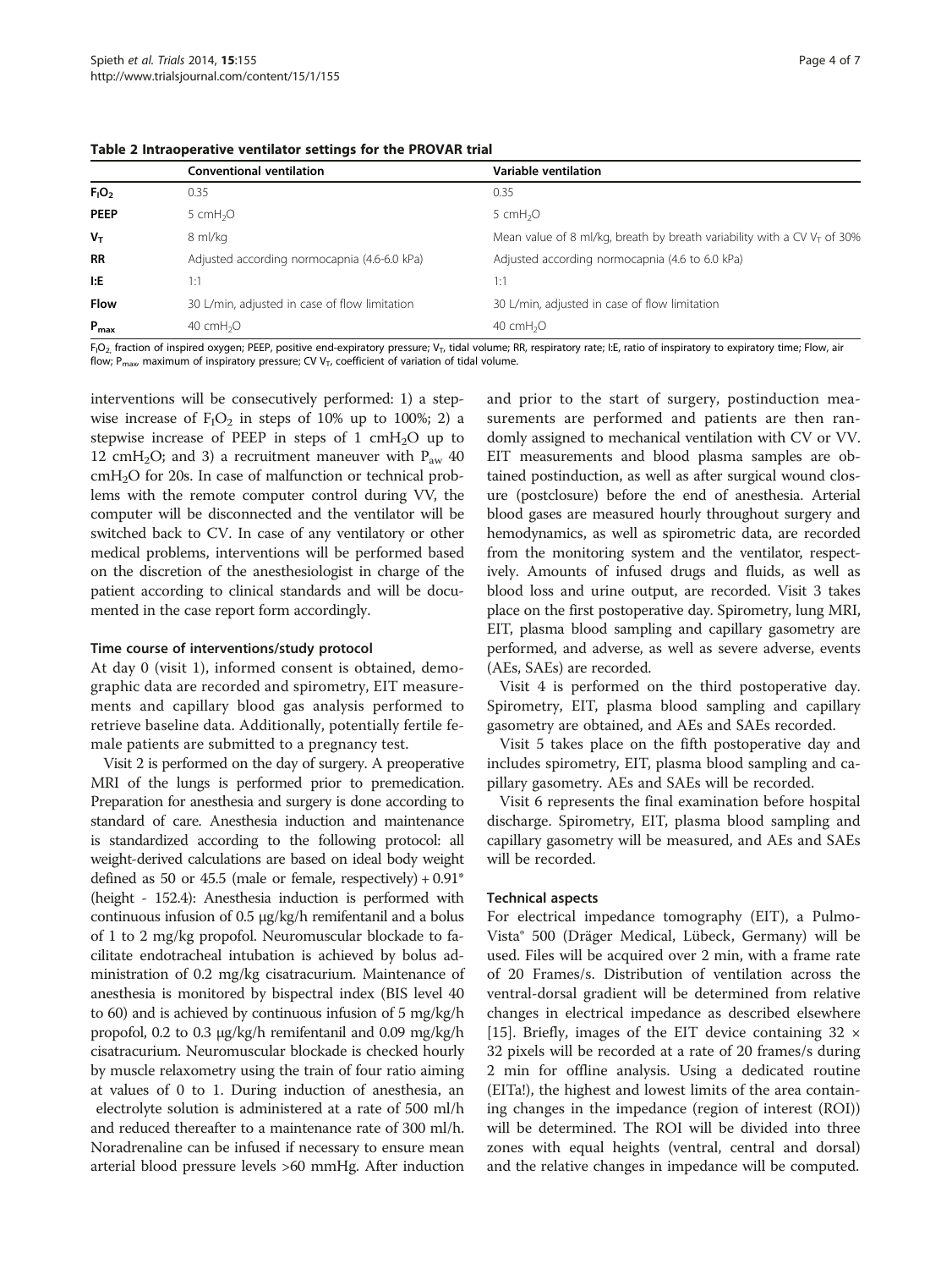**Table 2 Intraoperative ventilator settings for the PROVAR trial**

| | Conventional ventilation | Variable ventilation |
|---|---|---|
| $F_IO_2$ | 0.35 | 0.35 |
| PEEP | 5 $cmH_2O$ | 5 $cmH_2O$ |
| $V_T$ | 8 ml/kg | Mean value of 8 ml/kg, breath by breath variability with a CV $V_T$ of 30% |
| RR | Adjusted according normocapnia (4.6-6.0 kPa) | Adjusted according normocapnia (4.6 to 6.0 kPa) |
| I:E | 1:1 | 1:1 |
| Flow | 30 L/min, adjusted in case of flow limitation | 30 L/min, adjusted in case of flow limitation |
| $P_{max}$ | 40 $cmH_2O$ | 40 $cmH_2O$ |

$F_IO_2$, fraction of inspired oxygen; PEEP, positive end-expiratory pressure; $V_T$, tidal volume; RR, respiratory rate; I:E, ratio of inspiratory to expiratory time; Flow, air flow; $P_{max}$, maximum of inspiratory pressure; CV $V_T$, coefficient of variation of tidal volume.

interventions will be consecutively performed: 1) a stepwise increase of $F_IO_2$ in steps of 10% up to 100%; 2) a stepwise increase of PEEP in steps of 1 $cmH_2O$ up to 12 $cmH_2O$; and 3) a recruitment maneuver with $P_{aw}$ 40 $cmH_2O$ for 20s. In case of malfunction or technical problems with the remote computer control during VV, the computer will be disconnected and the ventilator will be switched back to CV. In case of any ventilatory or other medical problems, interventions will be performed based on the discretion of the anesthesiologist in charge of the patient according to clinical standards and will be documented in the case report form accordingly.

#### Time course of interventions/study protocol

At day 0 (visit 1), informed consent is obtained, demographic data are recorded and spirometry, EIT measurements and capillary blood gas analysis performed to retrieve baseline data. Additionally, potentially fertile female patients are submitted to a pregnancy test.

Visit 2 is performed on the day of surgery. A preoperative MRI of the lungs is performed prior to premedication. Preparation for anesthesia and surgery is done according to standard of care. Anesthesia induction and maintenance is standardized according to the following protocol: all weight-derived calculations are based on ideal body weight defined as 50 or 45.5 (male or female, respectively) + 0.91* (height - 152.4): Anesthesia induction is performed with continuous infusion of 0.5 μg/kg/h remifentanil and a bolus of 1 to 2 mg/kg propofol. Neuromuscular blockade to facilitate endotracheal intubation is achieved by bolus administration of 0.2 mg/kg cisatracurium. Maintenance of anesthesia is monitored by bispectral index (BIS level 40 to 60) and is achieved by continuous infusion of 5 mg/kg/h propofol, 0.2 to 0.3 μg/kg/h remifentanil and 0.09 mg/kg/h cisatracurium. Neuromuscular blockade is checked hourly by muscle relaxometry using the train of four ratio aiming at values of 0 to 1. During induction of anesthesia, an electrolyte solution is administered at a rate of 500 ml/h and reduced thereafter to a maintenance rate of 300 ml/h. Noradrenaline can be infused if necessary to ensure mean arterial blood pressure levels >60 mmHg. After induction and prior to the start of surgery, postinduction measurements are performed and patients are then randomly assigned to mechanical ventilation with CV or VV. EIT measurements and blood plasma samples are obtained postinduction, as well as after surgical wound closure (postclosure) before the end of anesthesia. Arterial blood gases are measured hourly throughout surgery and hemodynamics, as well as spirometric data, are recorded from the monitoring system and the ventilator, respectively. Amounts of infused drugs and fluids, as well as blood loss and urine output, are recorded. Visit 3 takes place on the first postoperative day. Spirometry, lung MRI, EIT, plasma blood sampling and capillary gasometry are performed, and adverse, as well as severe adverse, events (AEs, SAEs) are recorded.

Visit 4 is performed on the third postoperative day. Spirometry, EIT, plasma blood sampling and capillary gasometry are obtained, and AEs and SAEs recorded.

Visit 5 takes place on the fifth postoperative day and includes spirometry, EIT, plasma blood sampling and capillary gasometry. AEs and SAEs will be recorded.

Visit 6 represents the final examination before hospital discharge. Spirometry, EIT, plasma blood sampling and capillary gasometry will be measured, and AEs and SAEs will be recorded.

#### Technical aspects

For electrical impedance tomography (EIT), a PulmoVista® 500 (Dräger Medical, Lübeck, Germany) will be used. Files will be acquired over 2 min, with a frame rate of 20 Frames/s. Distribution of ventilation across the ventral-dorsal gradient will be determined from relative changes in electrical impedance as described elsewhere [15]. Briefly, images of the EIT device containing 32 × 32 pixels will be recorded at a rate of 20 frames/s during 2 min for offline analysis. Using a dedicated routine (EITa!), the highest and lowest limits of the area containing changes in the impedance (region of interest (ROI)) will be determined. The ROI will be divided into three zones with equal heights (ventral, central and dorsal) and the relative changes in impedance will be computed.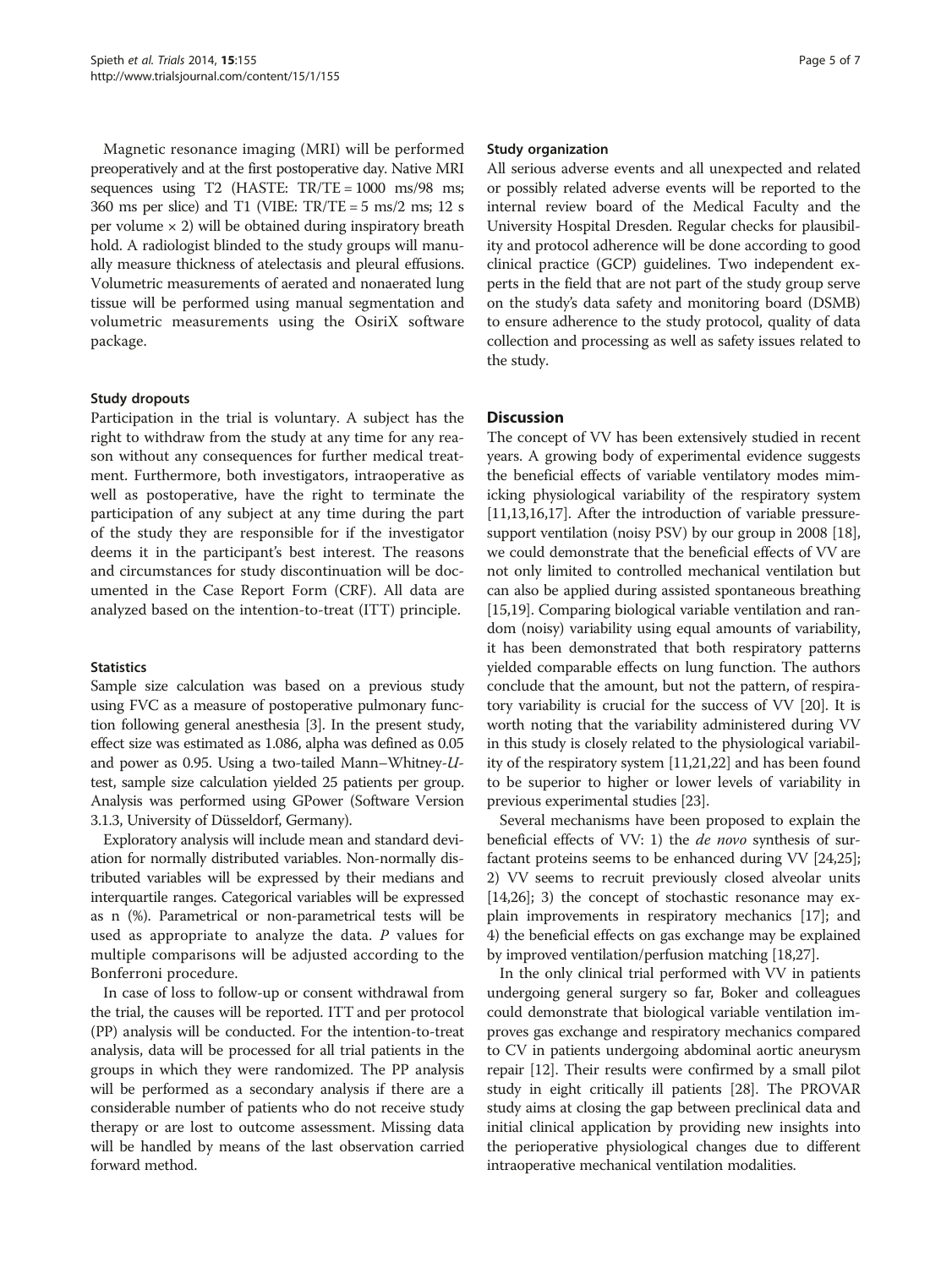Magnetic resonance imaging (MRI) will be performed preoperatively and at the first postoperative day. Native MRI sequences using T2 (HASTE: TR/TE = 1000 ms/98 ms; 360 ms per slice) and T1 (VIBE: TR/TE = 5 ms/2 ms; 12 s per volume × 2) will be obtained during inspiratory breath hold. A radiologist blinded to the study groups will manually measure thickness of atelectasis and pleural effusions. Volumetric measurements of aerated and nonaerated lung tissue will be performed using manual segmentation and volumetric measurements using the OsiriX software package.

### Study dropouts

Participation in the trial is voluntary. A subject has the right to withdraw from the study at any time for any reason without any consequences for further medical treatment. Furthermore, both investigators, intraoperative as well as postoperative, have the right to terminate the participation of any subject at any time during the part of the study they are responsible for if the investigator deems it in the participant's best interest. The reasons and circumstances for study discontinuation will be documented in the Case Report Form (CRF). All data are analyzed based on the intention-to-treat (ITT) principle.

### Statistics

Sample size calculation was based on a previous study using FVC as a measure of postoperative pulmonary function following general anesthesia [3]. In the present study, effect size was estimated as 1.086, alpha was defined as 0.05 and power as 0.95. Using a two-tailed Mann–Whitney-*U*-test, sample size calculation yielded 25 patients per group. Analysis was performed using GPower (Software Version 3.1.3, University of Düsseldorf, Germany).

Exploratory analysis will include mean and standard deviation for normally distributed variables. Non-normally distributed variables will be expressed by their medians and interquartile ranges. Categorical variables will be expressed as n (%). Parametrical or non-parametrical tests will be used as appropriate to analyze the data. *P* values for multiple comparisons will be adjusted according to the Bonferroni procedure.

In case of loss to follow-up or consent withdrawal from the trial, the causes will be reported. ITT and per protocol (PP) analysis will be conducted. For the intention-to-treat analysis, data will be processed for all trial patients in the groups in which they were randomized. The PP analysis will be performed as a secondary analysis if there are a considerable number of patients who do not receive study therapy or are lost to outcome assessment. Missing data will be handled by means of the last observation carried forward method.

### Study organization

All serious adverse events and all unexpected and related or possibly related adverse events will be reported to the internal review board of the Medical Faculty and the University Hospital Dresden. Regular checks for plausibility and protocol adherence will be done according to good clinical practice (GCP) guidelines. Two independent experts in the field that are not part of the study group serve on the study's data safety and monitoring board (DSMB) to ensure adherence to the study protocol, quality of data collection and processing as well as safety issues related to the study.

## Discussion

The concept of VV has been extensively studied in recent years. A growing body of experimental evidence suggests the beneficial effects of variable ventilatory modes mimicking physiological variability of the respiratory system [11,13,16,17]. After the introduction of variable pressure-support ventilation (noisy PSV) by our group in 2008 [18], we could demonstrate that the beneficial effects of VV are not only limited to controlled mechanical ventilation but can also be applied during assisted spontaneous breathing [15,19]. Comparing biological variable ventilation and random (noisy) variability using equal amounts of variability, it has been demonstrated that both respiratory patterns yielded comparable effects on lung function. The authors conclude that the amount, but not the pattern, of respiratory variability is crucial for the success of VV [20]. It is worth noting that the variability administered during VV in this study is closely related to the physiological variability of the respiratory system [11,21,22] and has been found to be superior to higher or lower levels of variability in previous experimental studies [23].

Several mechanisms have been proposed to explain the beneficial effects of VV: 1) the *de novo* synthesis of surfactant proteins seems to be enhanced during VV [24,25]; 2) VV seems to recruit previously closed alveolar units [14,26]; 3) the concept of stochastic resonance may explain improvements in respiratory mechanics [17]; and 4) the beneficial effects on gas exchange may be explained by improved ventilation/perfusion matching [18,27].

In the only clinical trial performed with VV in patients undergoing general surgery so far, Boker and colleagues could demonstrate that biological variable ventilation improves gas exchange and respiratory mechanics compared to CV in patients undergoing abdominal aortic aneurysm repair [12]. Their results were confirmed by a small pilot study in eight critically ill patients [28]. The PROVAR study aims at closing the gap between preclinical data and initial clinical application by providing new insights into the perioperative physiological changes due to different intraoperative mechanical ventilation modalities.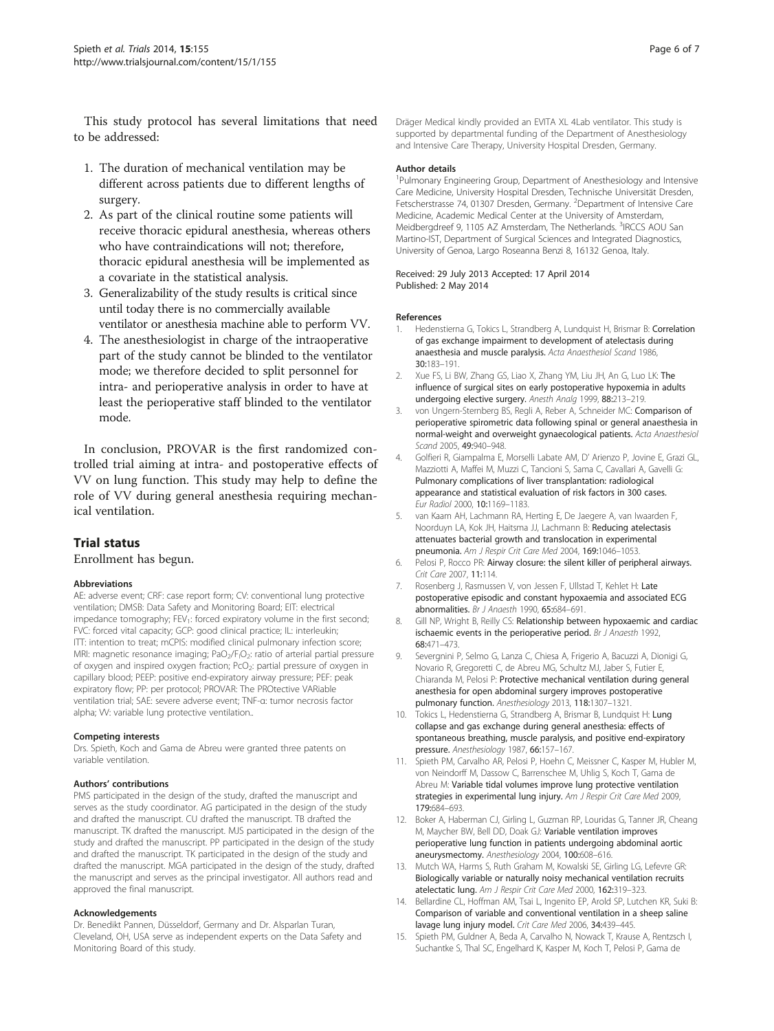This study protocol has several limitations that need to be addressed:

1. The duration of mechanical ventilation may be different across patients due to different lengths of surgery.
2. As part of the clinical routine some patients will receive thoracic epidural anesthesia, whereas others who have contraindications will not; therefore, thoracic epidural anesthesia will be implemented as a covariate in the statistical analysis.
3. Generalizability of the study results is critical since until today there is no commercially available ventilator or anesthesia machine able to perform VV.
4. The anesthesiologist in charge of the intraoperative part of the study cannot be blinded to the ventilator mode; we therefore decided to split personnel for intra- and perioperative analysis in order to have at least the perioperative staff blinded to the ventilator mode.

In conclusion, PROVAR is the first randomized controlled trial aiming at intra- and postoperative effects of VV on lung function. This study may help to define the role of VV during general anesthesia requiring mechanical ventilation.

## Trial status

Enrollment has begun.

#### Abbreviations

AE: adverse event; CRF: case report form; CV: conventional lung protective ventilation; DMSB: Data Safety and Monitoring Board; EIT: electrical impedance tomography; $FEV_1$: forced expiratory volume in the first second; FVC: forced vital capacity; GCP: good clinical practice; IL: interleukin; ITT: intention to treat; mCPIS: modified clinical pulmonary infection score; MRI: magnetic resonance imaging; $PaO_2/F_IO_2$: ratio of arterial partial pressure of oxygen and inspired oxygen fraction; $PcO_2$: partial pressure of oxygen in capillary blood; PEEP: positive end-expiratory airway pressure; PEF: peak expiratory flow; PP: per protocol; PROVAR: The PROtective VARiable ventilation trial; SAE: severe adverse event; TNF-α: tumor necrosis factor alpha; VV: variable lung protective ventilation..

#### Competing interests

Drs. Spieth, Koch and Gama de Abreu were granted three patents on variable ventilation.

#### Authors' contributions

PMS participated in the design of the study, drafted the manuscript and serves as the study coordinator. AG participated in the design of the study and drafted the manuscript. CU drafted the manuscript. TB drafted the manuscript. TK drafted the manuscript. MJS participated in the design of the study and drafted the manuscript. PP participated in the design of the study and drafted the manuscript. TK participated in the design of the study and drafted the manuscript. MGA participated in the design of the study, drafted the manuscript and serves as the principal investigator. All authors read and approved the final manuscript.

#### Acknowledgements

Dr. Benedikt Pannen, Düsseldorf, Germany and Dr. Alsparlan Turan, Cleveland, OH, USA serve as independent experts on the Data Safety and Monitoring Board of this study.

Dräger Medical kindly provided an EVITA XL 4Lab ventilator. This study is supported by departmental funding of the Department of Anesthesiology and Intensive Care Therapy, University Hospital Dresden, Germany.

#### Author details

[1]Pulmonary Engineering Group, Department of Anesthesiology and Intensive Care Medicine, University Hospital Dresden, Technische Universität Dresden, Fetscherstrasse 74, 01307 Dresden, Germany. [2]Department of Intensive Care Medicine, Academic Medical Center at the University of Amsterdam, Meidbergdreef 9, 1105 AZ Amsterdam, The Netherlands. [3]IRCCS AOU San Martino-IST, Department of Surgical Sciences and Integrated Diagnostics, University of Genoa, Largo Roseanna Benzi 8, 16132 Genoa, Italy.

Received: 29 July 2013 Accepted: 17 April 2014
Published: 2 May 2014

#### References

1. Hedenstierna G, Tokics L, Strandberg A, Lundquist H, Brismar B: Correlation of gas exchange impairment to development of atelectasis during anaesthesia and muscle paralysis. *Acta Anaesthesiol Scand* 1986, 30:183–191.
2. Xue FS, Li BW, Zhang GS, Liao X, Zhang YM, Liu JH, An G, Luo LK: The influence of surgical sites on early postoperative hypoxemia in adults undergoing elective surgery. *Anesth Analg* 1999, 88:213–219.
3. von Ungern-Sternberg BS, Regli A, Reber A, Schneider MC: Comparison of perioperative spirometric data following spinal or general anaesthesia in normal-weight and overweight gynaecological patients. *Acta Anaesthesiol Scand* 2005, 49:940–948.
4. Golfieri R, Giampalma E, Morselli Labate AM, D' Arienzo P, Jovine E, Grazi GL, Mazziotti A, Maffei M, Muzzi C, Tancioni S, Sama C, Cavallari A, Gavelli G: Pulmonary complications of liver transplantation: radiological appearance and statistical evaluation of risk factors in 300 cases. *Eur Radiol* 2000, 10:1169–1183.
5. van Kaam AH, Lachmann RA, Herting E, De Jaegere A, van Iwaarden F, Noorduyn LA, Kok JH, Haitsma JJ, Lachmann B: Reducing atelectasis attenuates bacterial growth and translocation in experimental pneumonia. *Am J Respir Crit Care Med* 2004, 169:1046–1053.
6. Pelosi P, Rocco PR: Airway closure: the silent killer of peripheral airways. *Crit Care* 2007, 11:114.
7. Rosenberg J, Rasmussen V, von Jessen F, Ullstad T, Kehlet H: Late postoperative episodic and constant hypoxaemia and associated ECG abnormalities. *Br J Anaesth* 1990, 65:684–691.
8. Gill NP, Wright B, Reilly CS: Relationship between hypoxaemic and cardiac ischaemic events in the perioperative period. *Br J Anaesth* 1992, 68:471–473.
9. Severgnini P, Selmo G, Lanza C, Chiesa A, Frigerio A, Bacuzzi A, Dionigi G, Novario R, Gregoretti C, de Abreu MG, Schultz MJ, Jaber S, Futier E, Chiaranda M, Pelosi P: Protective mechanical ventilation during general anesthesia for open abdominal surgery improves postoperative pulmonary function. *Anesthesiology* 2013, 118:1307–1321.
10. Tokics L, Hedenstierna G, Strandberg A, Brismar B, Lundquist H: Lung collapse and gas exchange during general anesthesia: effects of spontaneous breathing, muscle paralysis, and positive end-expiratory pressure. *Anesthesiology* 1987, 66:157–167.
11. Spieth PM, Carvalho AR, Pelosi P, Hoehn C, Meissner C, Kasper M, Hubler M, von Neindorff M, Dassow C, Barrenschee M, Uhlig S, Koch T, Gama de Abreu M: Variable tidal volumes improve lung protective ventilation strategies in experimental lung injury. *Am J Respir Crit Care Med* 2009, 179:684–693.
12. Boker A, Haberman CJ, Girling L, Guzman RP, Louridas G, Tanner JR, Cheang M, Maycher BW, Bell DD, Doak GJ: Variable ventilation improves perioperative lung function in patients undergoing abdominal aortic aneurysmectomy. *Anesthesiology* 2004, 100:608–616.
13. Mutch WA, Harms S, Ruth Graham M, Kowalski SE, Girling LG, Lefevre GR: Biologically variable or naturally noisy mechanical ventilation recruits atelectatic lung. *Am J Respir Crit Care Med* 2000, 162:319–323.
14. Bellardine CL, Hoffman AM, Tsai L, Ingenito EP, Arold SP, Lutchen KR, Suki B: Comparison of variable and conventional ventilation in a sheep saline lavage lung injury model. *Crit Care Med* 2006, 34:439–445.
15. Spieth PM, Guldner A, Beda A, Carvalho N, Nowack T, Krause A, Rentzsch I, Suchantke S, Thal SC, Engelhard K, Kasper M, Koch T, Pelosi P, Gama de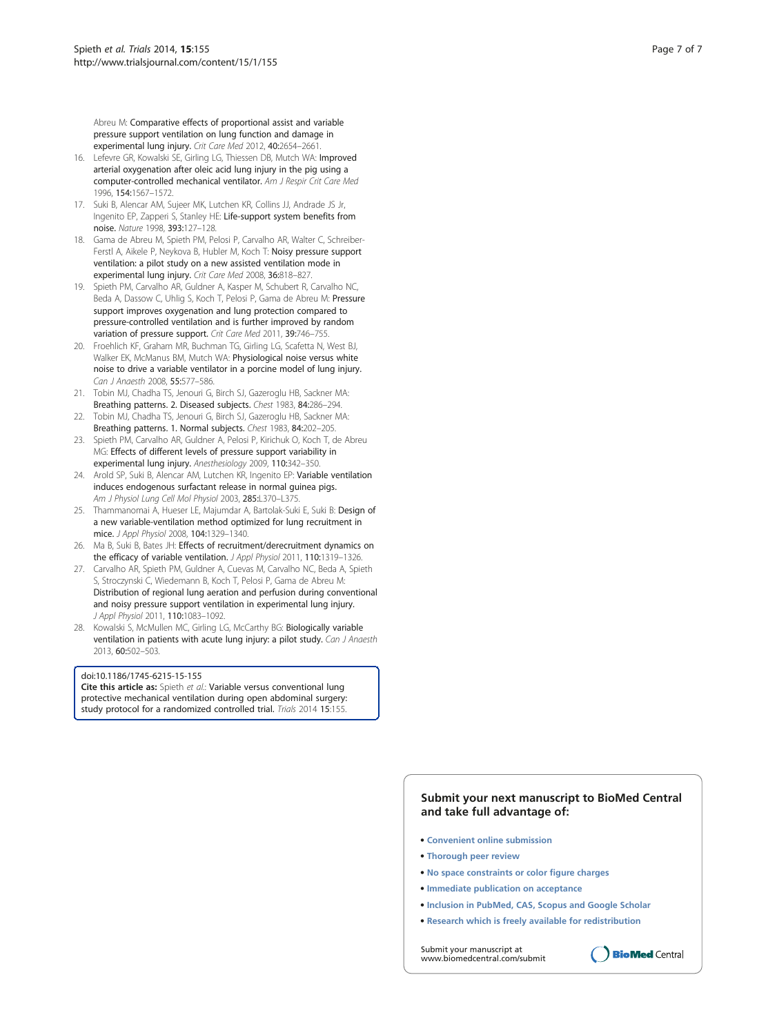Abreu M: Comparative effects of proportional assist and variable pressure support ventilation on lung function and damage in experimental lung injury. *Crit Care Med* 2012, **40**:2654–2661.

16. Lefevre GR, Kowalski SE, Girling LG, Thiessen DB, Mutch WA: Improved arterial oxygenation after oleic acid lung injury in the pig using a computer-controlled mechanical ventilator. *Am J Respir Crit Care Med* 1996, **154**:1567–1572.
17. Suki B, Alencar AM, Sujeer MK, Lutchen KR, Collins JJ, Andrade JS Jr, Ingenito EP, Zapperi S, Stanley HE: Life-support system benefits from noise. *Nature* 1998, **393**:127–128.
18. Gama de Abreu M, Spieth PM, Pelosi P, Carvalho AR, Walter C, Schreiber-Ferstl A, Aikele P, Neykova B, Hubler M, Koch T: Noisy pressure support ventilation: a pilot study on a new assisted ventilation mode in experimental lung injury. *Crit Care Med* 2008, **36**:818–827.
19. Spieth PM, Carvalho AR, Guldner A, Kasper M, Schubert R, Carvalho NC, Beda A, Dassow C, Uhlig S, Koch T, Pelosi P, Gama de Abreu M: Pressure support improves oxygenation and lung protection compared to pressure-controlled ventilation and is further improved by random variation of pressure support. *Crit Care Med* 2011, **39**:746–755.
20. Froehlich KF, Graham MR, Buchman TG, Girling LG, Scafetta N, West BJ, Walker EK, McManus BM, Mutch WA: Physiological noise versus white noise to drive a variable ventilator in a porcine model of lung injury. *Can J Anaesth* 2008, **55**:577–586.
21. Tobin MJ, Chadha TS, Jenouri G, Birch SJ, Gazeroglu HB, Sackner MA: Breathing patterns. 2. Diseased subjects. *Chest* 1983, **84**:286–294.
22. Tobin MJ, Chadha TS, Jenouri G, Birch SJ, Gazeroglu HB, Sackner MA: Breathing patterns. 1. Normal subjects. *Chest* 1983, **84**:202–205.
23. Spieth PM, Carvalho AR, Guldner A, Pelosi P, Kirichuk O, Koch T, de Abreu MG: Effects of different levels of pressure support variability in experimental lung injury. *Anesthesiology* 2009, **110**:342–350.
24. Arold SP, Suki B, Alencar AM, Lutchen KR, Ingenito EP: Variable ventilation induces endogenous surfactant release in normal guinea pigs. *Am J Physiol Lung Cell Mol Physiol* 2003, **285**:L370–L375.
25. Thammanomai A, Hueser LE, Majumdar A, Bartolak-Suki E, Suki B: Design of a new variable-ventilation method optimized for lung recruitment in mice. *J Appl Physiol* 2008, **104**:1329–1340.
26. Ma B, Suki B, Bates JH: Effects of recruitment/derecruitment dynamics on the efficacy of variable ventilation. *J Appl Physiol* 2011, **110**:1319–1326.
27. Carvalho AR, Spieth PM, Guldner A, Cuevas M, Carvalho NC, Beda A, Spieth S, Stroczynski C, Wiedemann B, Koch T, Pelosi P, Gama de Abreu M: Distribution of regional lung aeration and perfusion during conventional and noisy pressure support ventilation in experimental lung injury. *J Appl Physiol* 2011, **110**:1083–1092.
28. Kowalski S, McMullen MC, Girling LG, McCarthy BG: Biologically variable ventilation in patients with acute lung injury: a pilot study. *Can J Anaesth* 2013, **60**:502–503.

doi:10.1186/1745-6215-15-155

**Cite this article as:** Spieth *et al.*: Variable versus conventional lung protective mechanical ventilation during open abdominal surgery: study protocol for a randomized controlled trial. *Trials* 2014 **15**:155.

**Submit your next manuscript to BioMed Central and take full advantage of:**

- **Convenient online submission**
- **Thorough peer review**
- **No space constraints or color figure charges**
- **Immediate publication on acceptance**
- **Inclusion in PubMed, CAS, Scopus and Google Scholar**
- **Research which is freely available for redistribution**

Submit your manuscript at www.biomedcentral.com/submit

BioMed Central